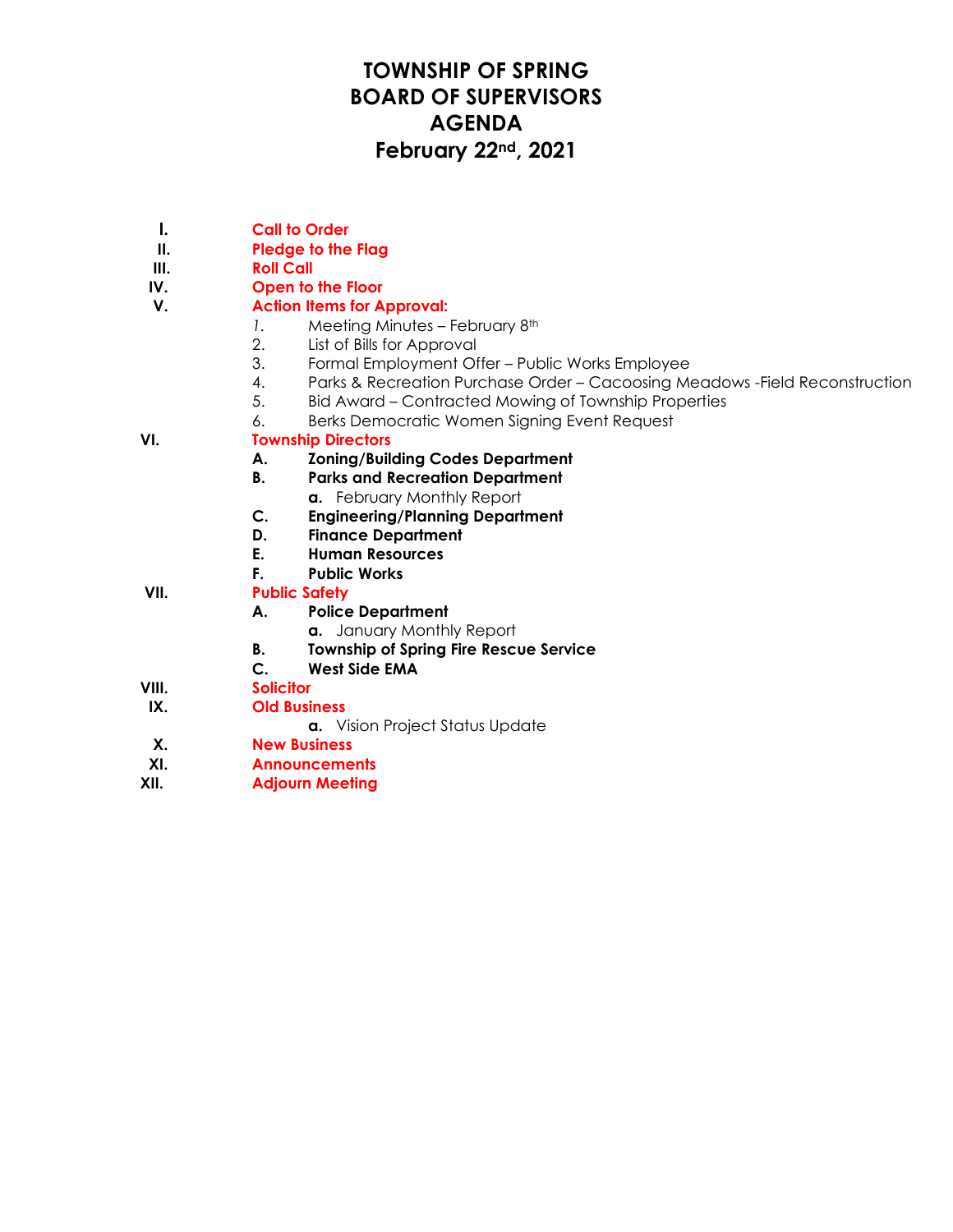# TOWNSHIP OF SPRING
# BOARD OF SUPERVISORS
# AGENDA
# February 22nd, 2021

**I.** **Call to Order**

**II.** **Pledge to the Flag**

**III.** **Roll Call**

**IV.** **Open to the Floor**

**V.** **Action Items for Approval:**

1. Meeting Minutes – February 8th
2. List of Bills for Approval
3. Formal Employment Offer – Public Works Employee
4. Parks & Recreation Purchase Order – Cacoosing Meadows -Field Reconstruction
5. Bid Award – Contracted Mowing of Township Properties
6. Berks Democratic Women Signing Event Request

**VI.** **Township Directors**

- **A. Zoning/Building Codes Department**
- **B. Parks and Recreation Department**
  - **a.** February Monthly Report
- **C. Engineering/Planning Department**
- **D. Finance Department**
- **E. Human Resources**
- **F. Public Works**

**VII.** **Public Safety**

- **A. Police Department**
  - **a.** January Monthly Report
- **B. Township of Spring Fire Rescue Service**
- **C. West Side EMA**

**VIII.** **Solicitor**

**IX.** **Old Business**

- **a.** Vision Project Status Update

**X.** **New Business**

**XI.** **Announcements**

**XII.** **Adjourn Meeting**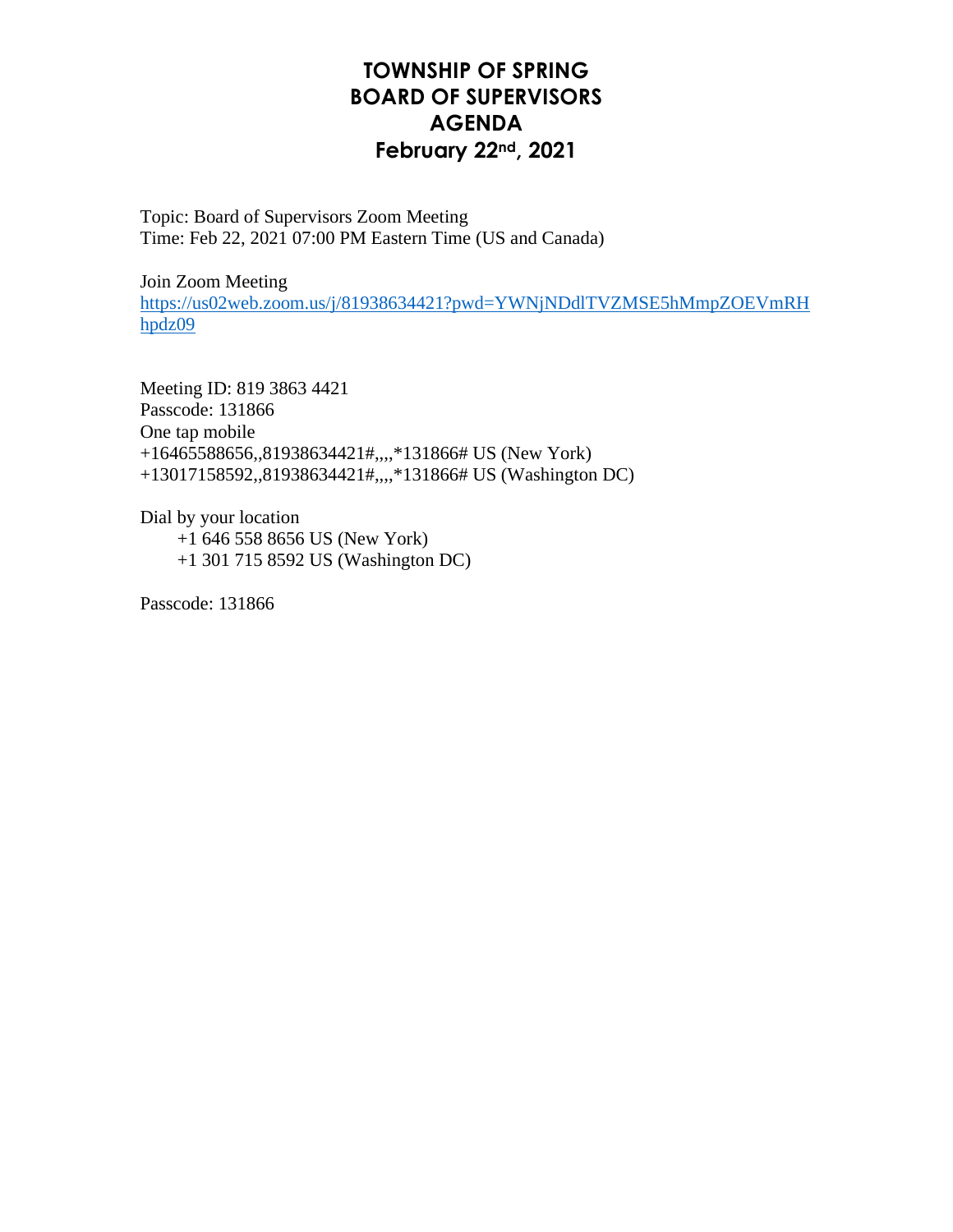# TOWNSHIP OF SPRING
# BOARD OF SUPERVISORS
# AGENDA
# February 22nd, 2021

Topic: Board of Supervisors Zoom Meeting
Time: Feb 22, 2021 07:00 PM Eastern Time (US and Canada)

Join Zoom Meeting
https://us02web.zoom.us/j/81938634421?pwd=YWNjNDdlTVZMSE5hMmpZOEVmRHhpdz09

Meeting ID: 819 3863 4421
Passcode: 131866
One tap mobile
+16465588656,,81938634421#,,,,*131866# US (New York)
+13017158592,,81938634421#,,,,*131866# US (Washington DC)

Dial by your location
+1 646 558 8656 US (New York)
+1 301 715 8592 US (Washington DC)

Passcode: 131866